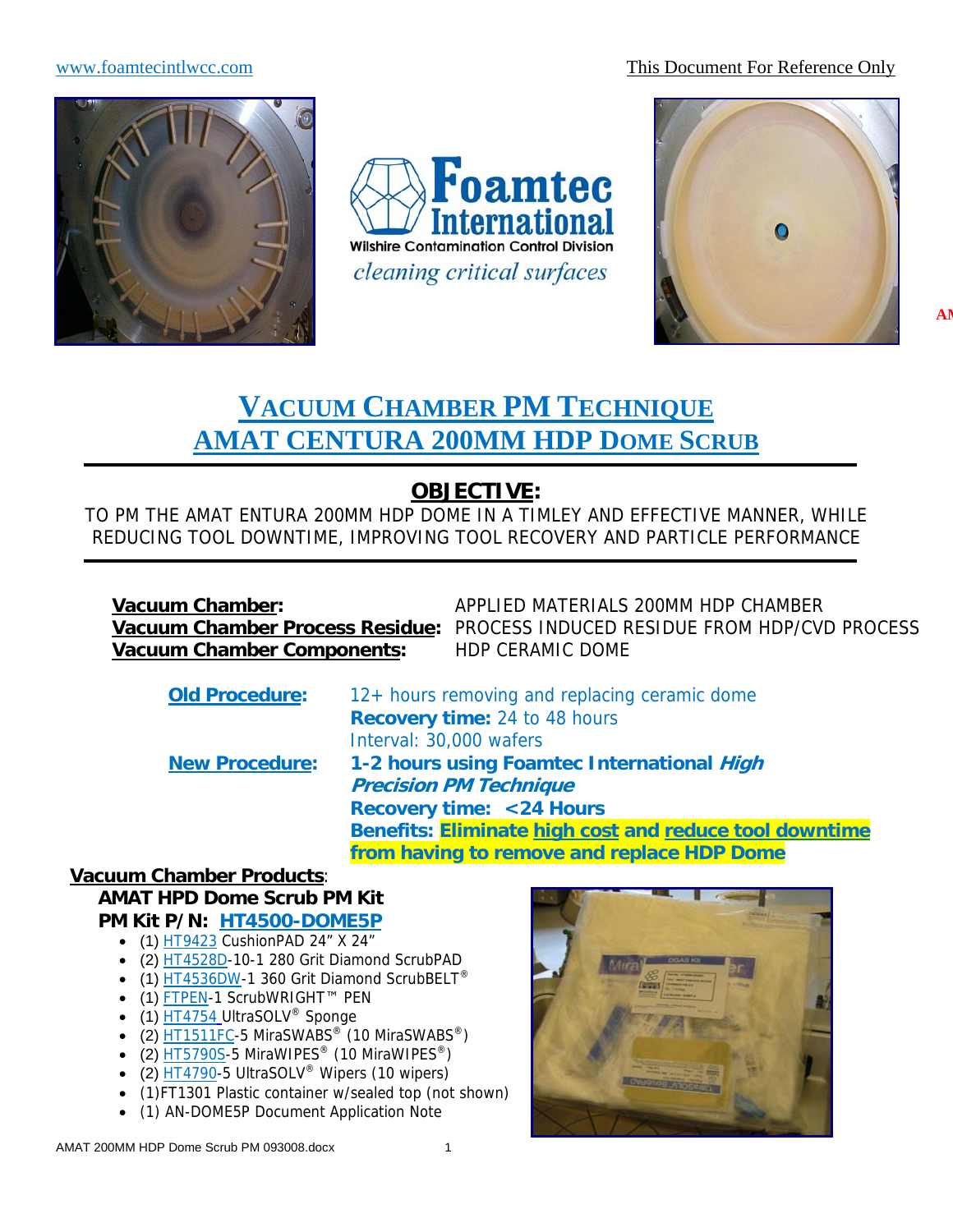www.foamtecintlwcc.com

This Document For Reference Only

**Foamtec International**
Wilshire Contamination Control Division
*cleaning critical surfaces*

# VACUUM CHAMBER PM TECHNIQUE
# AMAT CENTURA 200MM HDP DOME SCRUB

## OBJECTIVE:

TO PM THE AMAT ENTURA 200MM HDP DOME IN A TIMLEY AND EFFECTIVE MANNER, WHILE REDUCING TOOL DOWNTIME, IMPROVING TOOL RECOVERY AND PARTICLE PERFORMANCE

**Vacuum Chamber:** APPLIED MATERIALS 200MM HDP CHAMBER
**Vacuum Chamber Process Residue:** PROCESS INDUCED RESIDUE FROM HDP/CVD PROCESS
**Vacuum Chamber Components:** HDP CERAMIC DOME

**Old Procedure:** 12+ hours removing and replacing ceramic dome
**Recovery time:** 24 to 48 hours
Interval: 30,000 wafers

**New Procedure:** **1-2 hours using Foamtec International *High Precision PM Technique***
**Recovery time: <24 Hours**
**Benefits: Eliminate high cost and reduce tool downtime from having to remove and replace HDP Dome**

**Vacuum Chamber Products**:

**AMAT HPD Dome Scrub PM Kit**
**PM Kit P/N: HT4500-DOME5P**

- (1) HT9423 CushionPAD 24" X 24"
- (2) HT4528D-10-1 280 Grit Diamond ScrubPAD
- (1) HT4536DW-1 360 Grit Diamond ScrubBELT®
- (1) FTPEN-1 ScrubWRIGHT™ PEN
- (1) HT4754 UltraSOLV® Sponge
- (2) HT1511FC-5 MiraSWABS® (10 MiraSWABS®)
- (2) HT5790S-5 MiraWIPES® (10 MiraWIPES®)
- (2) HT4790-5 UltraSOLV® Wipers (10 wipers)
- (1)FT1301 Plastic container w/sealed top (not shown)
- (1) AN-DOME5P Document Application Note

AMAT 200MM HDP Dome Scrub PM 093008.docx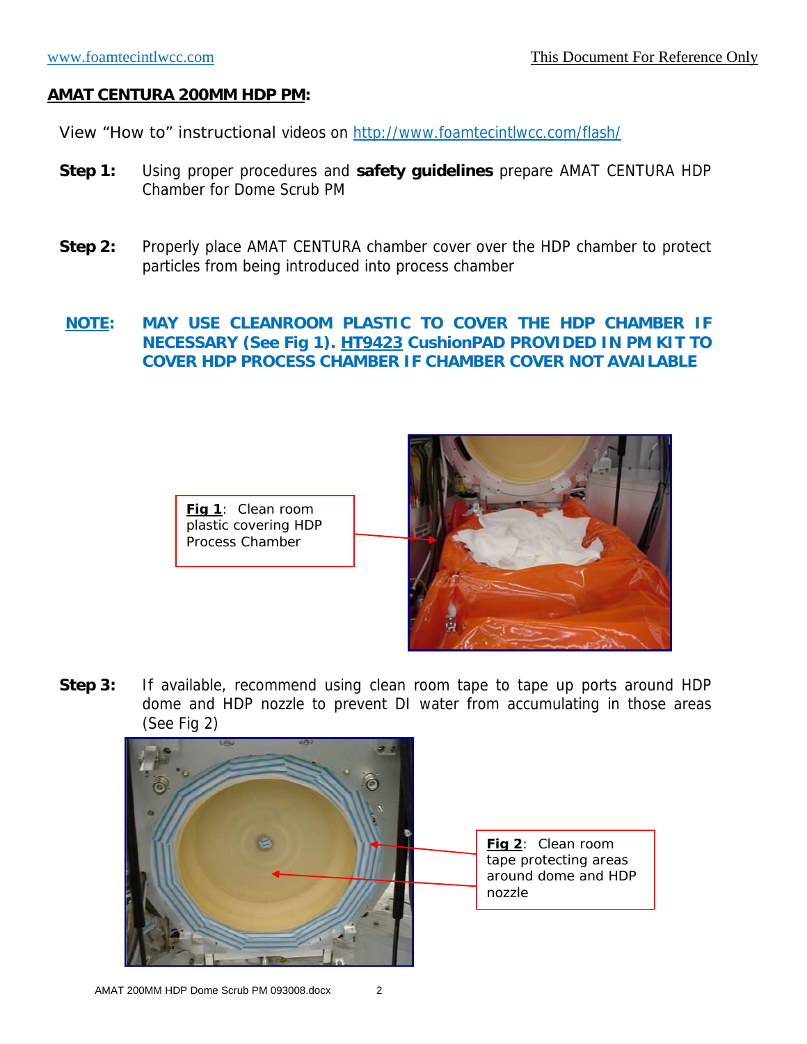## **AMAT CENTURA 200MM HDP PM:**

View "How to" instructional videos on http://www.foamtecintlwcc.com/flash/

**Step 1:** Using proper procedures and **safety guidelines** prepare AMAT CENTURA HDP Chamber for Dome Scrub PM

**Step 2:** Properly place AMAT CENTURA chamber cover over the HDP chamber to protect particles from being introduced into process chamber

**NOTE: MAY USE CLEANROOM PLASTIC TO COVER THE HDP CHAMBER IF NECESSARY (See Fig 1). HT9423 CushionPAD PROVIDED IN PM KIT TO COVER HDP PROCESS CHAMBER IF CHAMBER COVER NOT AVAILABLE**

**Fig 1**: Clean room plastic covering HDP Process Chamber

**Step 3:** If available, recommend using clean room tape to tape up ports around HDP dome and HDP nozzle to prevent DI water from accumulating in those areas (See Fig 2)

**Fig 2**: Clean room tape protecting areas around dome and HDP nozzle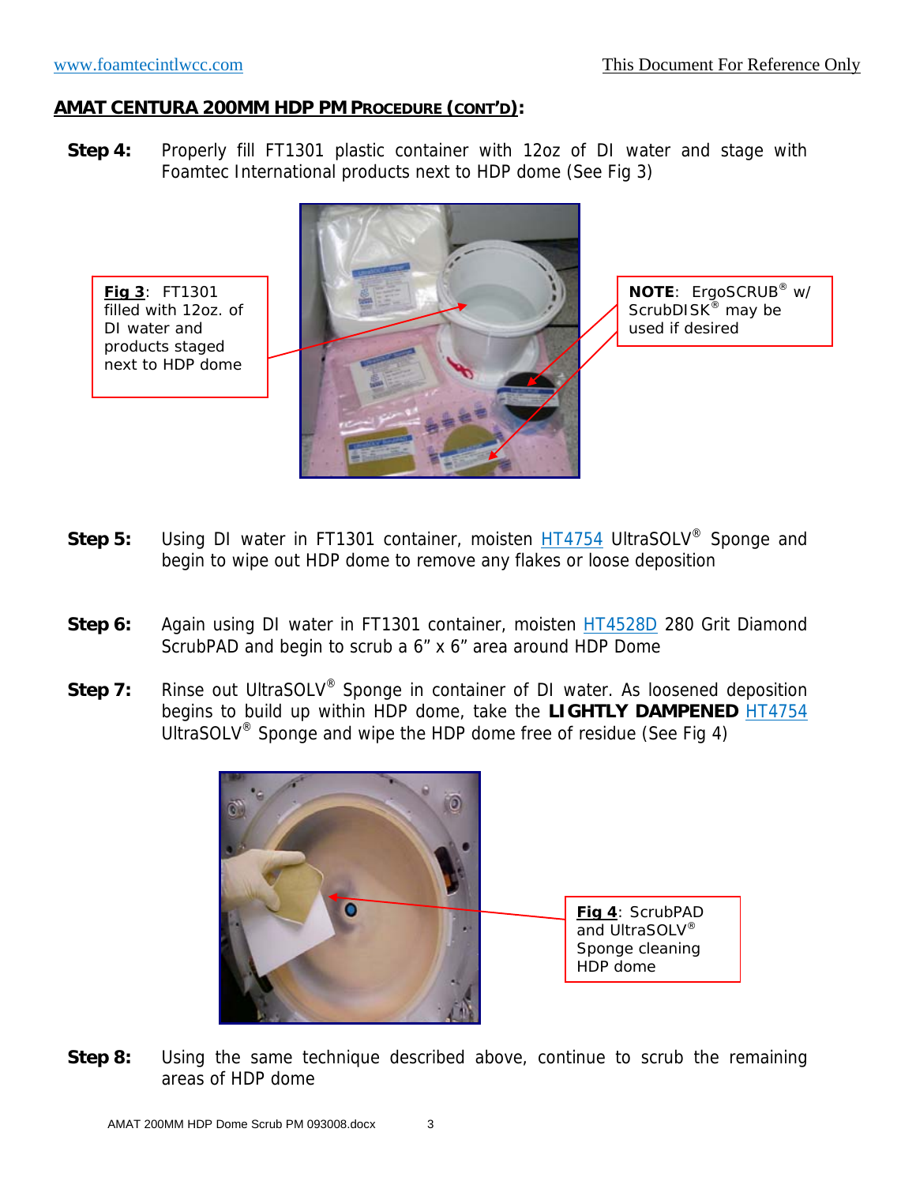## AMAT CENTURA 200MM HDP PM PROCEDURE (CONT'D):

**Step 4:** Properly fill FT1301 plastic container with 12oz of DI water and stage with Foamtec International products next to HDP dome (See Fig 3)

**Fig 3**: FT1301 filled with 12oz. of DI water and products staged next to HDP dome

**NOTE**: ErgoSCRUB® w/ ScrubDISK® may be used if desired

**Step 5:** Using DI water in FT1301 container, moisten HT4754 UltraSOLV® Sponge and begin to wipe out HDP dome to remove any flakes or loose deposition

**Step 6:** Again using DI water in FT1301 container, moisten HT4528D 280 Grit Diamond ScrubPAD and begin to scrub a 6" x 6" area around HDP Dome

**Step 7:** Rinse out UltraSOLV® Sponge in container of DI water. As loosened deposition begins to build up within HDP dome, take the **LIGHTLY DAMPENED** HT4754 UltraSOLV® Sponge and wipe the HDP dome free of residue (See Fig 4)

**Fig 4**: ScrubPAD and UltraSOLV® Sponge cleaning HDP dome

**Step 8:** Using the same technique described above, continue to scrub the remaining areas of HDP dome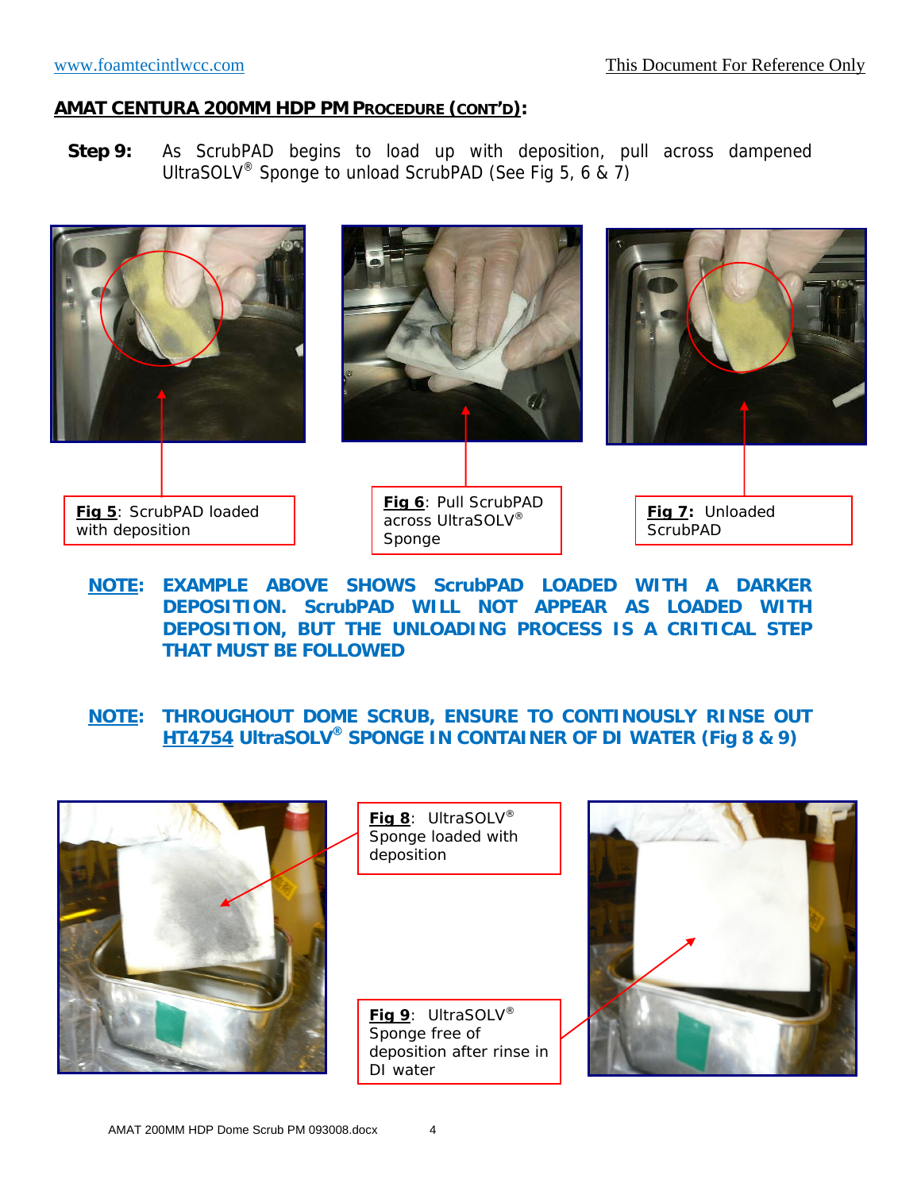## AMAT CENTURA 200MM HDP PM PROCEDURE (CONT'D):

**Step 9:** As ScrubPAD begins to load up with deposition, pull across dampened UltraSOLV® Sponge to unload ScrubPAD (See Fig 5, 6 & 7)

**Fig 5**: ScrubPAD loaded with deposition

**Fig 6**: Pull ScrubPAD across UltraSOLV® Sponge

**Fig 7:** Unloaded ScrubPAD

**NOTE: EXAMPLE ABOVE SHOWS ScrubPAD LOADED WITH A DARKER DEPOSITION. ScrubPAD WILL NOT APPEAR AS LOADED WITH DEPOSITION, BUT THE UNLOADING PROCESS IS A CRITICAL STEP THAT MUST BE FOLLOWED**

**NOTE: THROUGHOUT DOME SCRUB, ENSURE TO CONTINOUSLY RINSE OUT HT4754 UltraSOLV® SPONGE IN CONTAINER OF DI WATER (Fig 8 & 9)**

**Fig 8**: UltraSOLV® Sponge loaded with deposition

**Fig 9**: UltraSOLV® Sponge free of deposition after rinse in DI water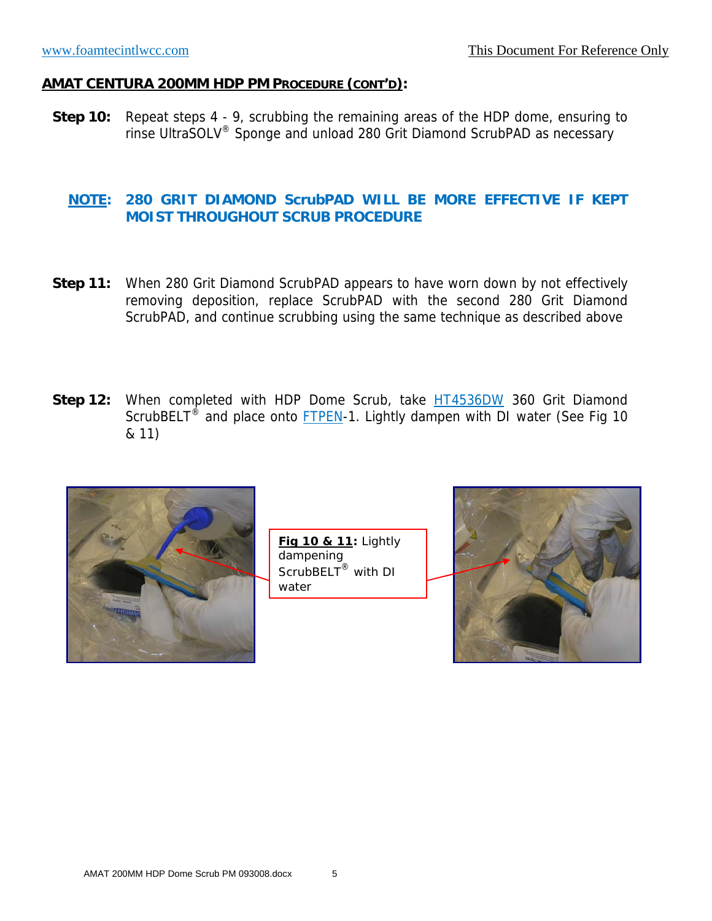## AMAT CENTURA 200MM HDP PM PROCEDURE (CONT'D):

**Step 10:** Repeat steps 4 - 9, scrubbing the remaining areas of the HDP dome, ensuring to rinse UltraSOLV® Sponge and unload 280 Grit Diamond ScrubPAD as necessary

**NOTE: 280 GRIT DIAMOND ScrubPAD WILL BE MORE EFFECTIVE IF KEPT MOIST THROUGHOUT SCRUB PROCEDURE**

**Step 11:** When 280 Grit Diamond ScrubPAD appears to have worn down by not effectively removing deposition, replace ScrubPAD with the second 280 Grit Diamond ScrubPAD, and continue scrubbing using the same technique as described above

**Step 12:** When completed with HDP Dome Scrub, take HT4536DW 360 Grit Diamond ScrubBELT® and place onto FTPEN-1. Lightly dampen with DI water (See Fig 10 & 11)

**Fig 10 & 11:** Lightly dampening ScrubBELT® with DI water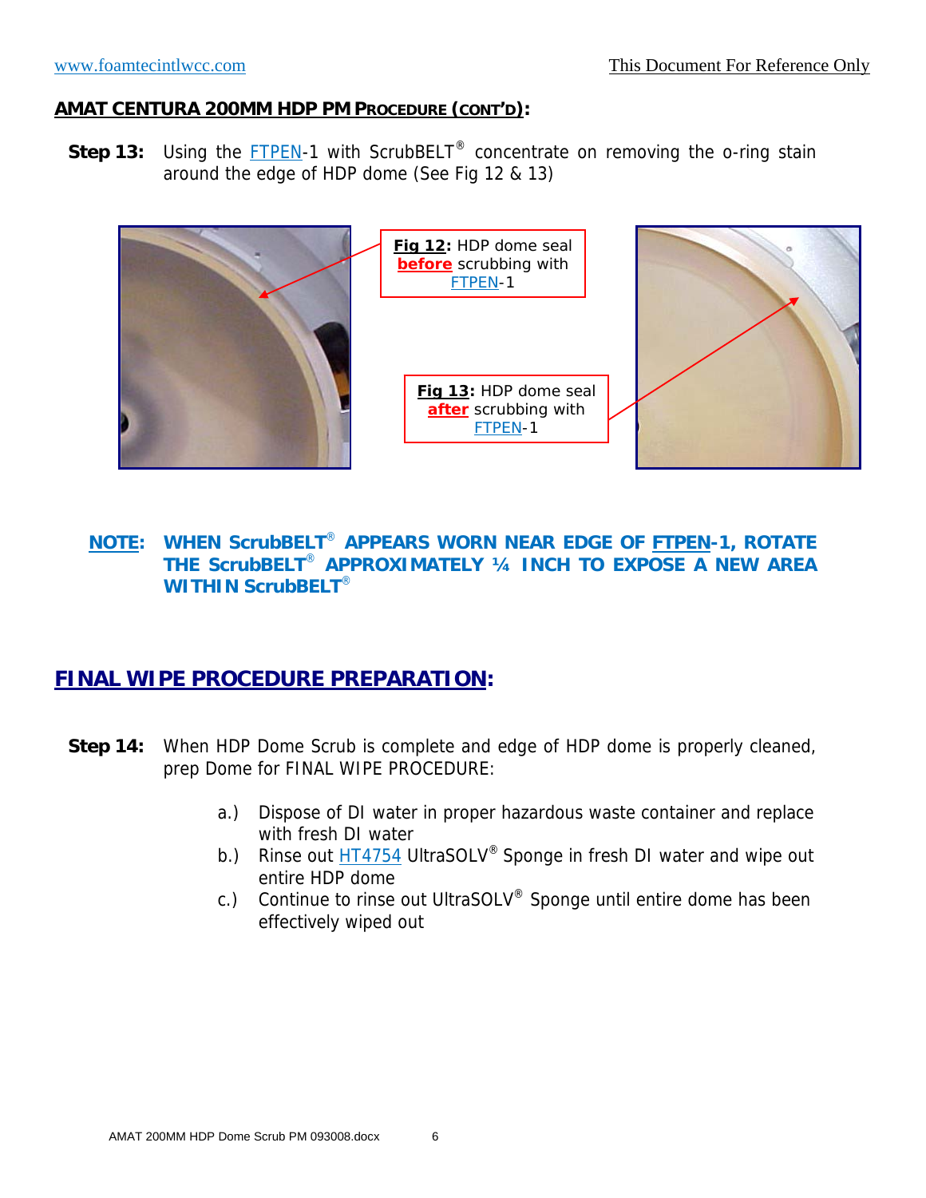## AMAT CENTURA 200MM HDP PM PROCEDURE (CONT'D):

**Step 13:** Using the FTPEN-1 with ScrubBELT® concentrate on removing the o-ring stain around the edge of HDP dome (See Fig 12 & 13)

**Fig 12:** HDP dome seal **before** scrubbing with FTPEN-1

**Fig 13:** HDP dome seal **after** scrubbing with FTPEN-1

**NOTE: WHEN ScrubBELT® APPEARS WORN NEAR EDGE OF FTPEN-1, ROTATE THE ScrubBELT® APPROXIMATELY ¼ INCH TO EXPOSE A NEW AREA WITHIN ScrubBELT®**

## FINAL WIPE PROCEDURE PREPARATION:

**Step 14:** When HDP Dome Scrub is complete and edge of HDP dome is properly cleaned, prep Dome for FINAL WIPE PROCEDURE:

a.) Dispose of DI water in proper hazardous waste container and replace with fresh DI water

b.) Rinse out HT4754 UltraSOLV® Sponge in fresh DI water and wipe out entire HDP dome

c.) Continue to rinse out UltraSOLV® Sponge until entire dome has been effectively wiped out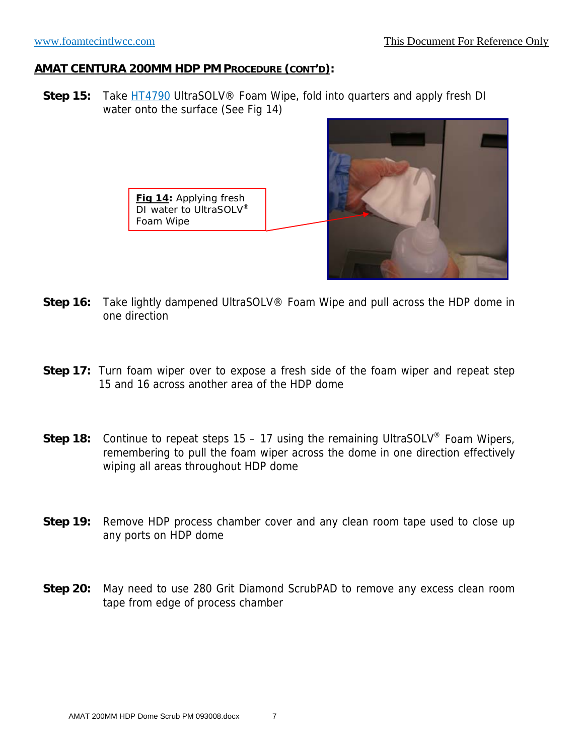## AMAT CENTURA 200MM HDP PM PROCEDURE (CONT'D):

**Step 15:** Take HT4790 UltraSOLV® Foam Wipe, fold into quarters and apply fresh DI water onto the surface (See Fig 14)

**Fig 14:** Applying fresh DI water to UltraSOLV® Foam Wipe

**Step 16:** Take lightly dampened UltraSOLV® Foam Wipe and pull across the HDP dome in one direction

**Step 17:** Turn foam wiper over to expose a fresh side of the foam wiper and repeat step 15 and 16 across another area of the HDP dome

**Step 18:** Continue to repeat steps 15 – 17 using the remaining UltraSOLV® Foam Wipers, remembering to pull the foam wiper across the dome in one direction effectively wiping all areas throughout HDP dome

**Step 19:** Remove HDP process chamber cover and any clean room tape used to close up any ports on HDP dome

**Step 20:** May need to use 280 Grit Diamond ScrubPAD to remove any excess clean room tape from edge of process chamber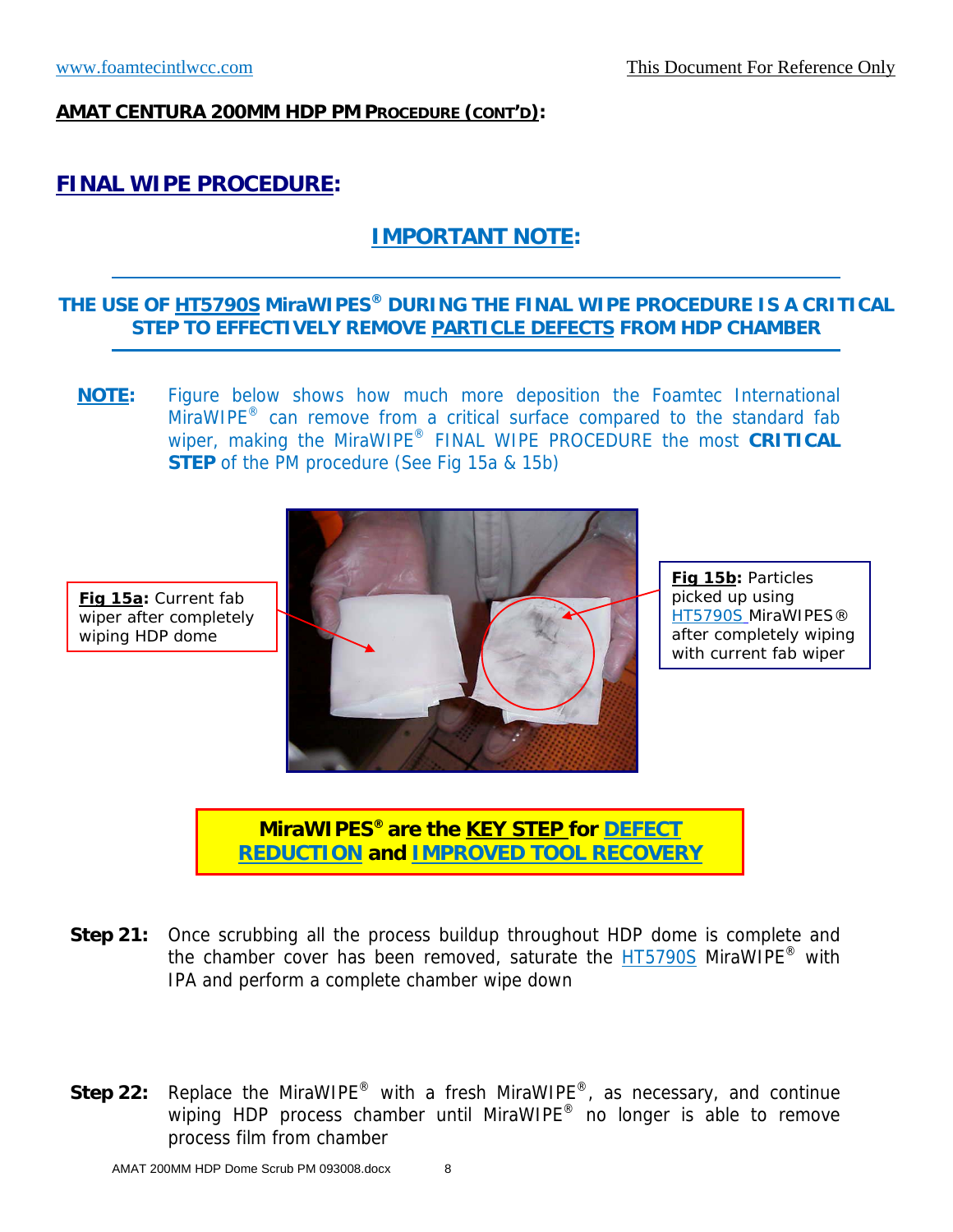**AMAT CENTURA 200MM HDP PM PROCEDURE (CONT'D):**

## FINAL WIPE PROCEDURE:

### IMPORTANT NOTE:

**THE USE OF HT5790S MiraWIPES® DURING THE FINAL WIPE PROCEDURE IS A CRITICAL STEP TO EFFECTIVELY REMOVE PARTICLE DEFECTS FROM HDP CHAMBER**

**NOTE:** Figure below shows how much more deposition the Foamtec International MiraWIPE® can remove from a critical surface compared to the standard fab wiper, making the MiraWIPE® FINAL WIPE PROCEDURE the most **CRITICAL STEP** of the PM procedure (See Fig 15a & 15b)

**Fig 15a:** Current fab wiper after completely wiping HDP dome

**Fig 15b:** Particles picked up using HT5790S MiraWIPES® after completely wiping with current fab wiper

**MiraWIPES® are the KEY STEP for DEFECT REDUCTION and IMPROVED TOOL RECOVERY**

**Step 21:** Once scrubbing all the process buildup throughout HDP dome is complete and the chamber cover has been removed, saturate the HT5790S MiraWIPE® with IPA and perform a complete chamber wipe down

**Step 22:** Replace the MiraWIPE® with a fresh MiraWIPE®, as necessary, and continue wiping HDP process chamber until MiraWIPE® no longer is able to remove process film from chamber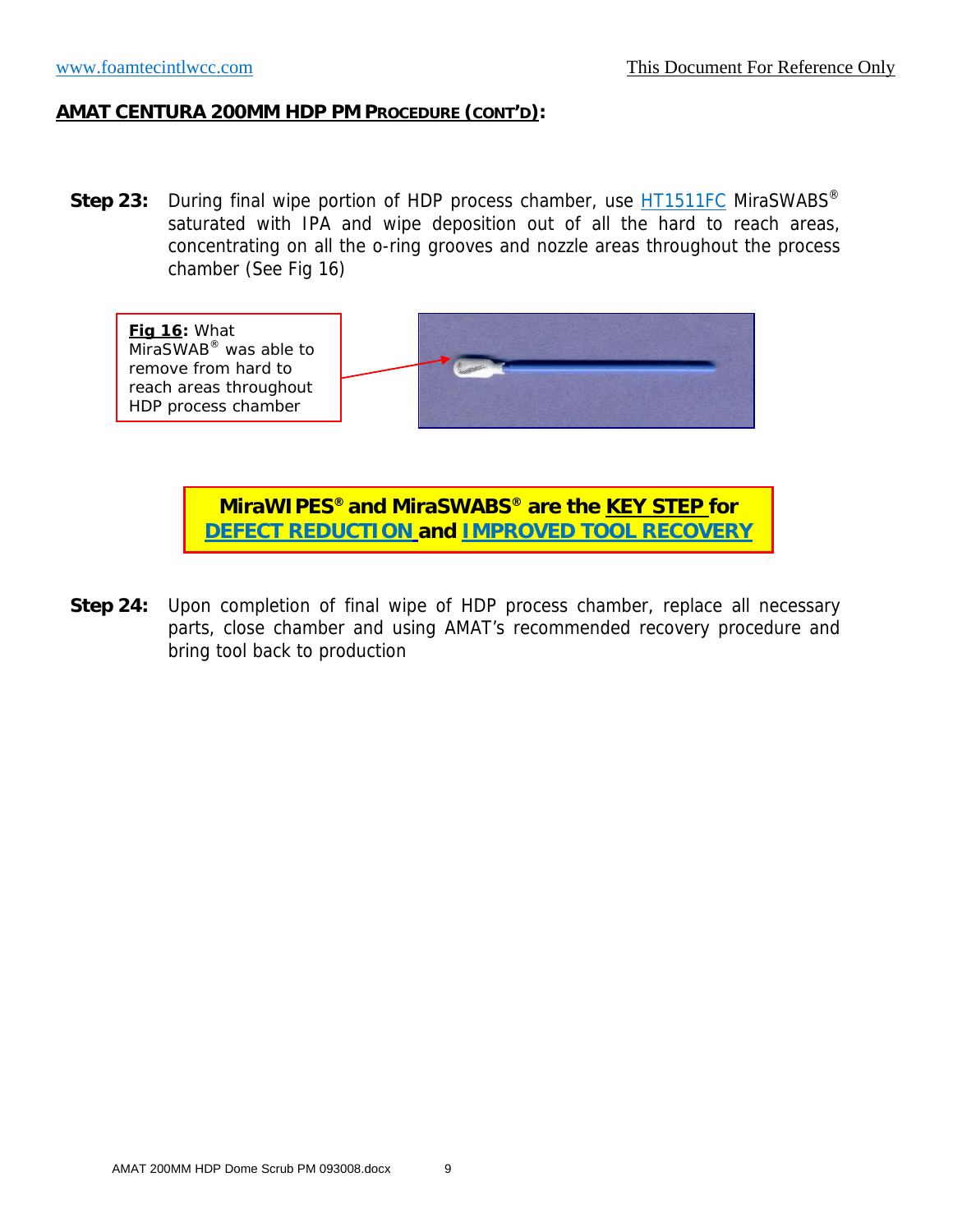## AMAT CENTURA 200MM HDP PM PROCEDURE (CONT'D):

**Step 23:** During final wipe portion of HDP process chamber, use HT1511FC MiraSWABS® saturated with IPA and wipe deposition out of all the hard to reach areas, concentrating on all the o-ring grooves and nozzle areas throughout the process chamber (See Fig 16)

**Fig 16:** What MiraSWAB® was able to remove from hard to reach areas throughout HDP process chamber

**MiraWIPES® and MiraSWABS® are the KEY STEP for DEFECT REDUCTION and IMPROVED TOOL RECOVERY**

**Step 24:** Upon completion of final wipe of HDP process chamber, replace all necessary parts, close chamber and using AMAT's recommended recovery procedure and bring tool back to production